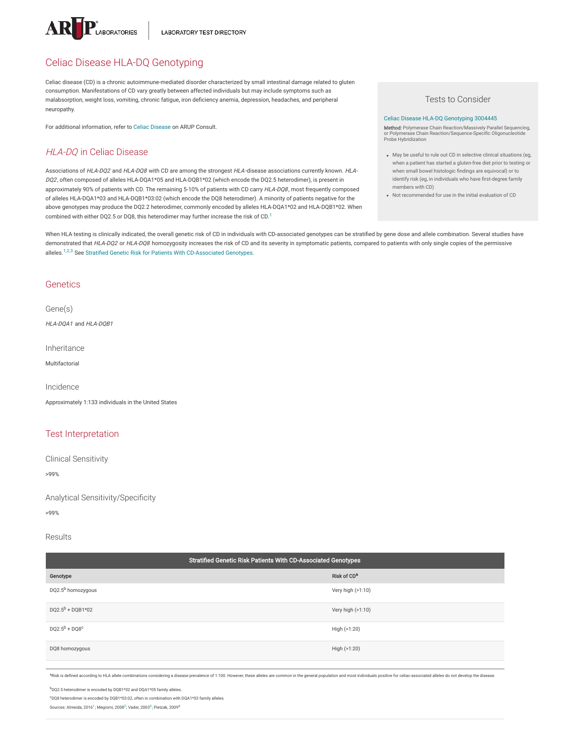# Celiac Disease HLA-DQ Genotyping

Celiac disease (CD) is a chronic autoimmune-mediated disorder characterized by small intestinal damage related to gluten consumption. Manifestations of CD vary greatly between affected individuals but may include symptoms such as malabsorption, weight loss, vomiting, chronic fatigue, iron deficiency anemia, depression, headaches, and peripheral neuropathy.

For additional information, refer to Celiac Disease on ARUP Consult.

### Tests to Consider

Celiac Disease HLA-DQ Genotyping 3004445

**Method:** Polymerase Chain Reaction/Massively Parallel Sequencing, or Polymerase Chain Reaction/Sequence-Specific Oligonucleotide Probe Hybridization

- May be useful to rule out CD in selective clinical situations (eg, when a patient has started a gluten-free diet prior to testing or when small bowel histologic findings are equivocal) or to identify risk (eg, in individuals who have first-degree family members with CD)
- Not recommended for use in the initial evaluation of CD

## *HLA-DQ* in Celiac Disease

Associations of *HLA-DQ2* and *HLA-DQ8* with CD are among the strongest *HLA*-disease associations currently known. *HLA-DQ2*, often composed of alleles HLA-DQA1*05 and HLA-DQB1*02 (which encode the DQ2.5 heterodimer), is present in approximately 90% of patients with CD. The remaining 5-10% of patients with CD carry *HLA-DQ8*, most frequently composed of alleles HLA-DQA1*03 and HLA-DQB1*03:02 (which encode the DQ8 heterodimer). A minority of patients negative for the above genotypes may produce the DQ2.2 heterodimer, commonly encoded by alleles HLA-DQA1*02 and HLA-DQB1*02. When combined with either DQ2.5 or DQ8, this heterodimer may further increase the risk of CD.[1]

When HLA testing is clinically indicated, the overall genetic risk of CD in individuals with CD-associated genotypes can be stratified by gene dose and allele combination. Several studies have demonstrated that *HLA-DQ2* or *HLA-DQ8* homozygosity increases the risk of CD and its severity in symptomatic patients, compared to patients with only single copies of the permissive alleles.[1,2,3] See Stratified Genetic Risk for Patients With CD-Associated Genotypes.

## Genetics

### Gene(s)

*HLA-DQA1* and *HLA-DQB1*

### Inheritance

Multifactorial

### Incidence

Approximately 1:133 individuals in the United States

## Test Interpretation

### Clinical Sensitivity

>99%

### Analytical Sensitivity/Specificity

>99%

### Results

**Stratified Genetic Risk Patients With CD-Associated Genotypes**

| Genotype | Risk of CD[a] |
|---|---|
| DQ2.5[b] homozygous | Very high (>1:10) |
| DQ2.5[b] + DQB1*02 | Very high (>1:10) |
| DQ2.5[b] + DQ8[c] | High (>1:20) |
| DQ8 homozygous | High (>1:20) |

[a]Risk is defined according to HLA allele combinations considering a disease prevalence of 1:100. However, these alleles are common in the general population and most individuals positive for celiac-associated alleles do not develop the disease.

[b]DQ2.5 heterodimer is encoded by DQB1*02 and DQA1*05 family alleles.

[c]DQ8 heterodimer is encoded by DQB1*03:02, often in combination with DQA1*03 family alleles.

Sources: Almeida, 2016[1]; Megiorni, 2008[2]; Vader, 2003[3]; Pietzak, 2009[4]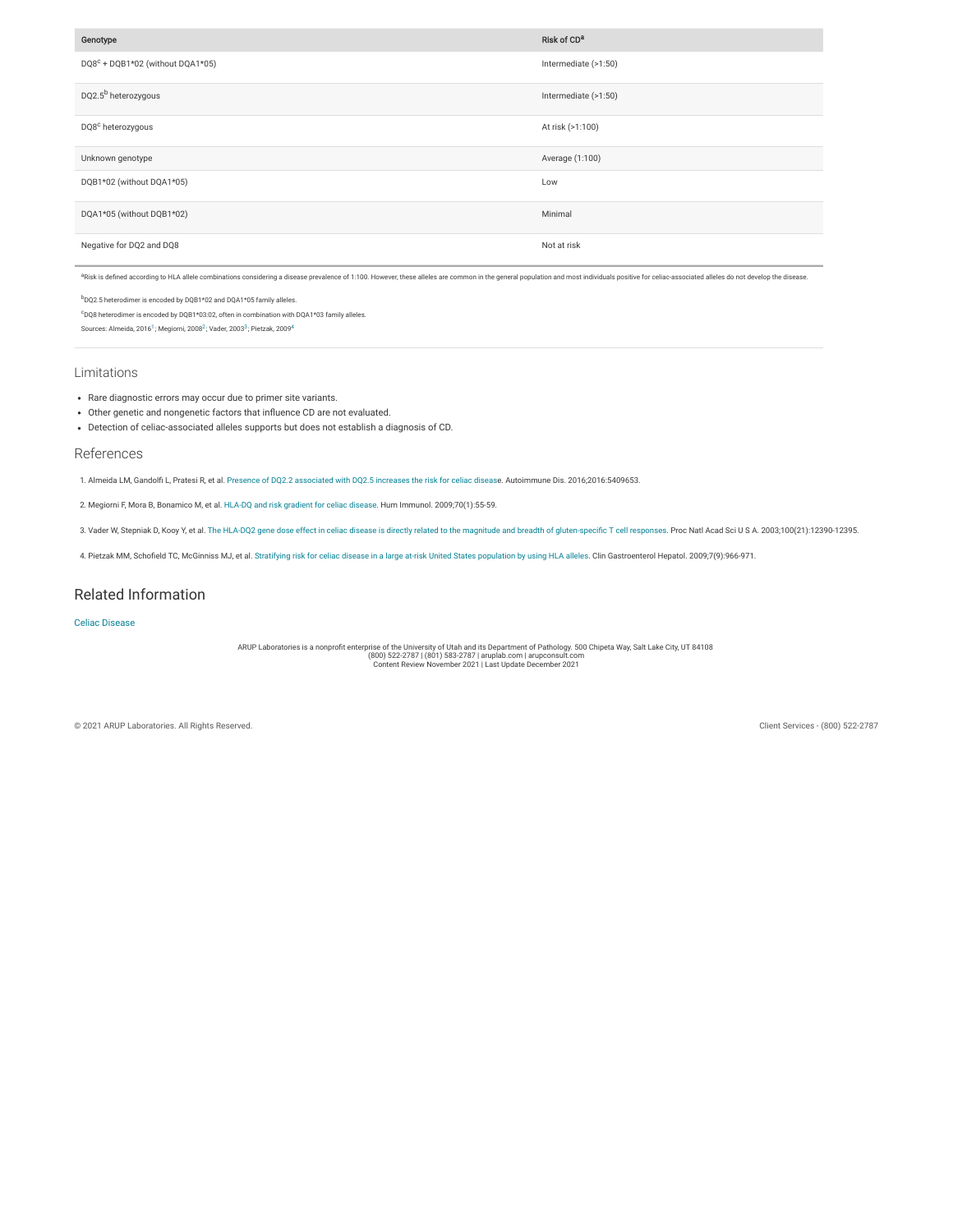| Genotype | Risk of CD[a] |
|---|---|
| DQ8[c] + DQB1*02 (without DQA1*05) | Intermediate (>1:50) |
| DQ2.5[b] heterozygous | Intermediate (>1:50) |
| DQ8[c] heterozygous | At risk (>1:100) |
| Unknown genotype | Average (1:100) |
| DQB1*02 (without DQA1*05) | Low |
| DQA1*05 (without DQB1*02) | Minimal |
| Negative for DQ2 and DQ8 | Not at risk |

[a]Risk is defined according to HLA allele combinations considering a disease prevalence of 1:100. However, these alleles are common in the general population and most individuals positive for celiac-associated alleles do not develop the disease.

[b]DQ2.5 heterodimer is encoded by DQB1*02 and DQA1*05 family alleles.

[c]DQ8 heterodimer is encoded by DQB1*03:02, often in combination with DQA1*03 family alleles.

Sources: Almeida, 2016[1]; Megiorni, 2008[2]; Vader, 2003[3]; Pietzak, 2009[4]

## Limitations

- Rare diagnostic errors may occur due to primer site variants.
- Other genetic and nongenetic factors that influence CD are not evaluated.
- Detection of celiac-associated alleles supports but does not establish a diagnosis of CD.

## References

1. Almeida LM, Gandolfi L, Pratesi R, et al. Presence of DQ2.2 associated with DQ2.5 increases the risk for celiac disease. Autoimmune Dis. 2016;2016:5409653.

2. Megiorni F, Mora B, Bonamico M, et al. HLA-DQ and risk gradient for celiac disease. Hum Immunol. 2009;70(1):55-59.

3. Vader W, Stepniak D, Kooy Y, et al. The HLA-DQ2 gene dose effect in celiac disease is directly related to the magnitude and breadth of gluten-specific T cell responses. Proc Natl Acad Sci U S A. 2003;100(21):12390-12395.

4. Pietzak MM, Schofield TC, McGinniss MJ, et al. Stratifying risk for celiac disease in a large at-risk United States population by using HLA alleles. Clin Gastroenterol Hepatol. 2009;7(9):966-971.

## Related Information

Celiac Disease

ARUP Laboratories is a nonprofit enterprise of the University of Utah and its Department of Pathology. 500 Chipeta Way, Salt Lake City, UT 84108
(800) 522-2787 | (801) 583-2787 | aruplab.com | arupconsult.com
Content Review November 2021 | Last Update December 2021

© 2021 ARUP Laboratories. All Rights Reserved.

Client Services - (800) 522-2787